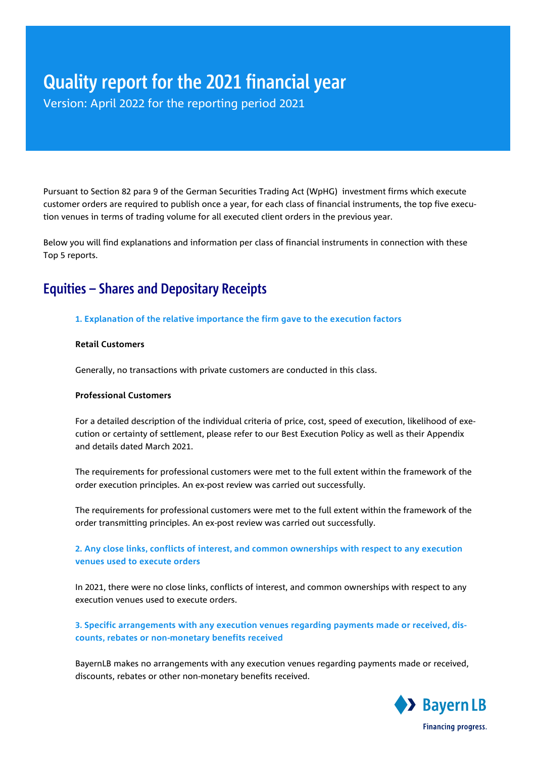# Quality report for the 2021 financial year

Version: April 2022 for the reporting period 2021

Pursuant to Section 82 para 9 of the German Securities Trading Act (WpHG) investment firms which execute customer orders are required to publish once a year, for each class of financial instruments, the top five execution venues in terms of trading volume for all executed client orders in the previous year.

Below you will find explanations and information per class of financial instruments in connection with these Top 5 reports.

## Equities – Shares and Depositary Receipts

### 1. Explanation of the relative importance the firm gave to the execution factors

**Retail Customers**

Generally, no transactions with private customers are conducted in this class.

**Professional Customers**

For a detailed description of the individual criteria of price, cost, speed of execution, likelihood of execution or certainty of settlement, please refer to our Best Execution Policy as well as their Appendix and details dated March 2021.

The requirements for professional customers were met to the full extent within the framework of the order execution principles. An ex-post review was carried out successfully.

The requirements for professional customers were met to the full extent within the framework of the order transmitting principles. An ex-post review was carried out successfully.

### 2. Any close links, conflicts of interest, and common ownerships with respect to any execution venues used to execute orders

In 2021, there were no close links, conflicts of interest, and common ownerships with respect to any execution venues used to execute orders.

### 3. Specific arrangements with any execution venues regarding payments made or received, discounts, rebates or non-monetary benefits received

BayernLB makes no arrangements with any execution venues regarding payments made or received, discounts, rebates or other non-monetary benefits received.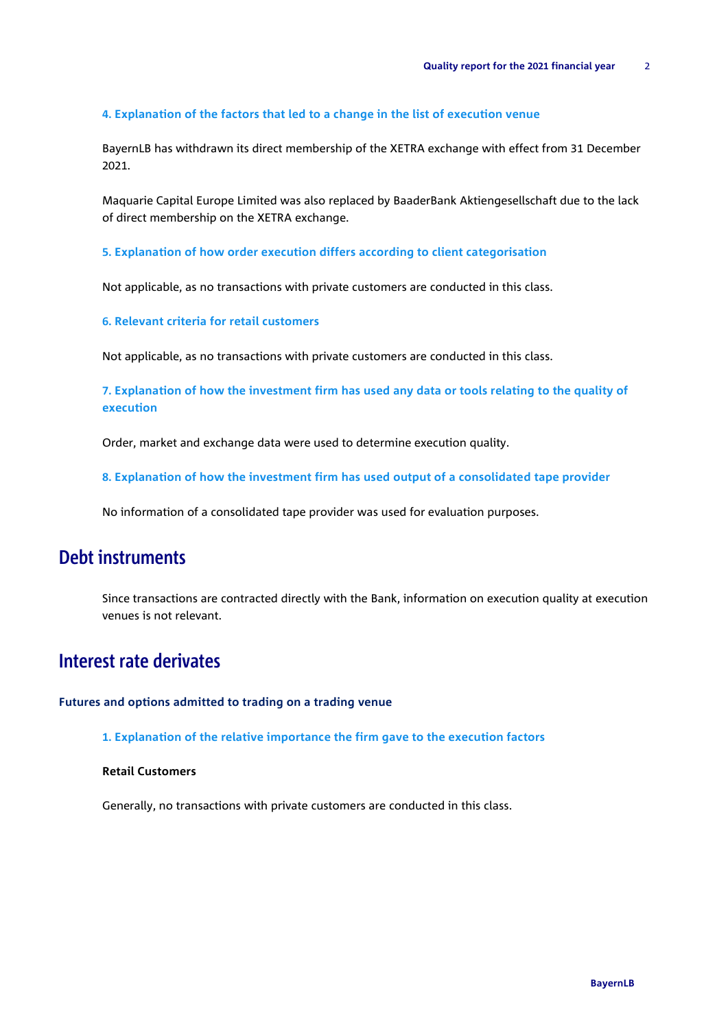#### 4. Explanation of the factors that led to a change in the list of execution venue

BayernLB has withdrawn its direct membership of the XETRA exchange with effect from 31 December 2021.

Maquarie Capital Europe Limited was also replaced by BaaderBank Aktiengesellschaft due to the lack of direct membership on the XETRA exchange.

#### 5. Explanation of how order execution differs according to client categorisation

Not applicable, as no transactions with private customers are conducted in this class.

#### 6. Relevant criteria for retail customers

Not applicable, as no transactions with private customers are conducted in this class.

#### 7. Explanation of how the investment firm has used any data or tools relating to the quality of execution

Order, market and exchange data were used to determine execution quality.

#### 8. Explanation of how the investment firm has used output of a consolidated tape provider

No information of a consolidated tape provider was used for evaluation purposes.

## Debt instruments

Since transactions are contracted directly with the Bank, information on execution quality at execution venues is not relevant.

## Interest rate derivates

### Futures and options admitted to trading on a trading venue

#### 1. Explanation of the relative importance the firm gave to the execution factors

**Retail Customers**

Generally, no transactions with private customers are conducted in this class.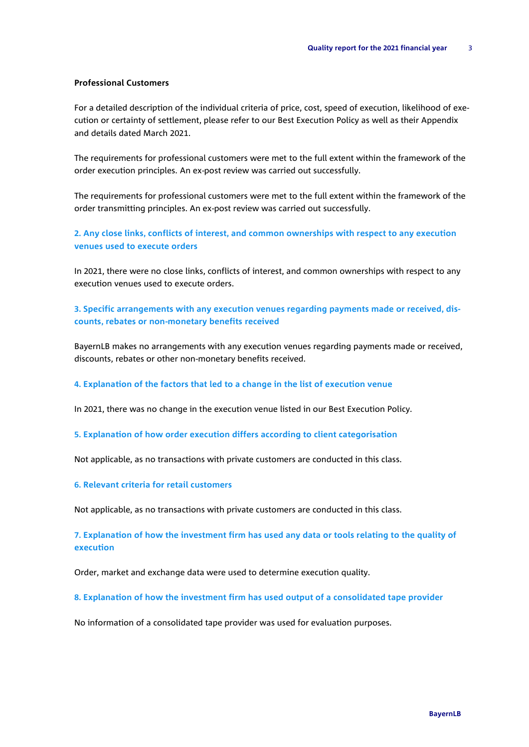**Professional Customers**

For a detailed description of the individual criteria of price, cost, speed of execution, likelihood of execution or certainty of settlement, please refer to our Best Execution Policy as well as their Appendix and details dated March 2021.

The requirements for professional customers were met to the full extent within the framework of the order execution principles. An ex-post review was carried out successfully.

The requirements for professional customers were met to the full extent within the framework of the order transmitting principles. An ex-post review was carried out successfully.

## 2. Any close links, conflicts of interest, and common ownerships with respect to any execution venues used to execute orders

In 2021, there were no close links, conflicts of interest, and common ownerships with respect to any execution venues used to execute orders.

## 3. Specific arrangements with any execution venues regarding payments made or received, discounts, rebates or non-monetary benefits received

BayernLB makes no arrangements with any execution venues regarding payments made or received, discounts, rebates or other non-monetary benefits received.

## 4. Explanation of the factors that led to a change in the list of execution venue

In 2021, there was no change in the execution venue listed in our Best Execution Policy.

## 5. Explanation of how order execution differs according to client categorisation

Not applicable, as no transactions with private customers are conducted in this class.

## 6. Relevant criteria for retail customers

Not applicable, as no transactions with private customers are conducted in this class.

## 7. Explanation of how the investment firm has used any data or tools relating to the quality of execution

Order, market and exchange data were used to determine execution quality.

## 8. Explanation of how the investment firm has used output of a consolidated tape provider

No information of a consolidated tape provider was used for evaluation purposes.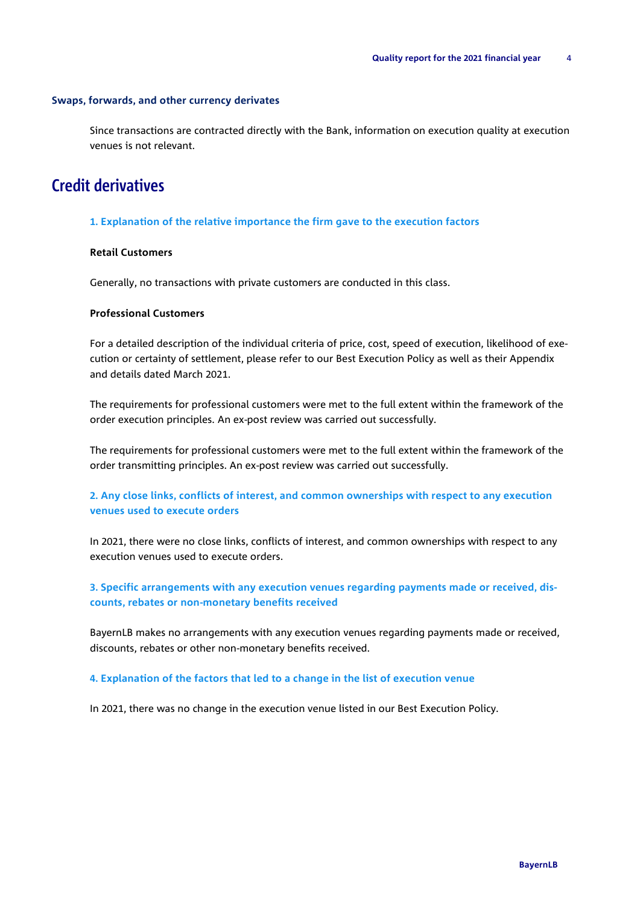### Swaps, forwards, and other currency derivates

Since transactions are contracted directly with the Bank, information on execution quality at execution venues is not relevant.

## Credit derivatives

### 1. Explanation of the relative importance the firm gave to the execution factors

**Retail Customers**

Generally, no transactions with private customers are conducted in this class.

**Professional Customers**

For a detailed description of the individual criteria of price, cost, speed of execution, likelihood of execution or certainty of settlement, please refer to our Best Execution Policy as well as their Appendix and details dated March 2021.

The requirements for professional customers were met to the full extent within the framework of the order execution principles. An ex-post review was carried out successfully.

The requirements for professional customers were met to the full extent within the framework of the order transmitting principles. An ex-post review was carried out successfully.

### 2. Any close links, conflicts of interest, and common ownerships with respect to any execution venues used to execute orders

In 2021, there were no close links, conflicts of interest, and common ownerships with respect to any execution venues used to execute orders.

### 3. Specific arrangements with any execution venues regarding payments made or received, discounts, rebates or non-monetary benefits received

BayernLB makes no arrangements with any execution venues regarding payments made or received, discounts, rebates or other non-monetary benefits received.

### 4. Explanation of the factors that led to a change in the list of execution venue

In 2021, there was no change in the execution venue listed in our Best Execution Policy.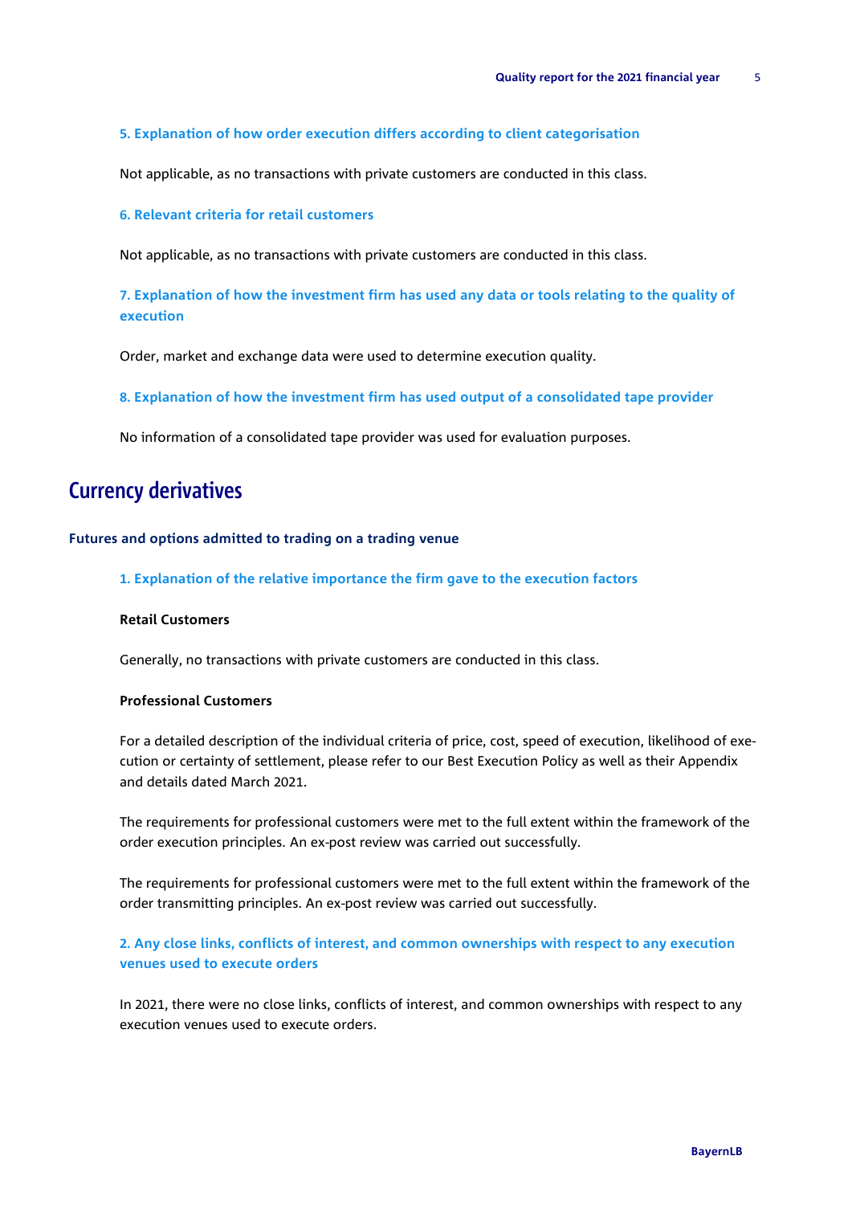### 5. Explanation of how order execution differs according to client categorisation

Not applicable, as no transactions with private customers are conducted in this class.

### 6. Relevant criteria for retail customers

Not applicable, as no transactions with private customers are conducted in this class.

### 7. Explanation of how the investment firm has used any data or tools relating to the quality of execution

Order, market and exchange data were used to determine execution quality.

### 8. Explanation of how the investment firm has used output of a consolidated tape provider

No information of a consolidated tape provider was used for evaluation purposes.

# Currency derivatives

## Futures and options admitted to trading on a trading venue

### 1. Explanation of the relative importance the firm gave to the execution factors

**Retail Customers**

Generally, no transactions with private customers are conducted in this class.

**Professional Customers**

For a detailed description of the individual criteria of price, cost, speed of execution, likelihood of execution or certainty of settlement, please refer to our Best Execution Policy as well as their Appendix and details dated March 2021.

The requirements for professional customers were met to the full extent within the framework of the order execution principles. An ex-post review was carried out successfully.

The requirements for professional customers were met to the full extent within the framework of the order transmitting principles. An ex-post review was carried out successfully.

### 2. Any close links, conflicts of interest, and common ownerships with respect to any execution venues used to execute orders

In 2021, there were no close links, conflicts of interest, and common ownerships with respect to any execution venues used to execute orders.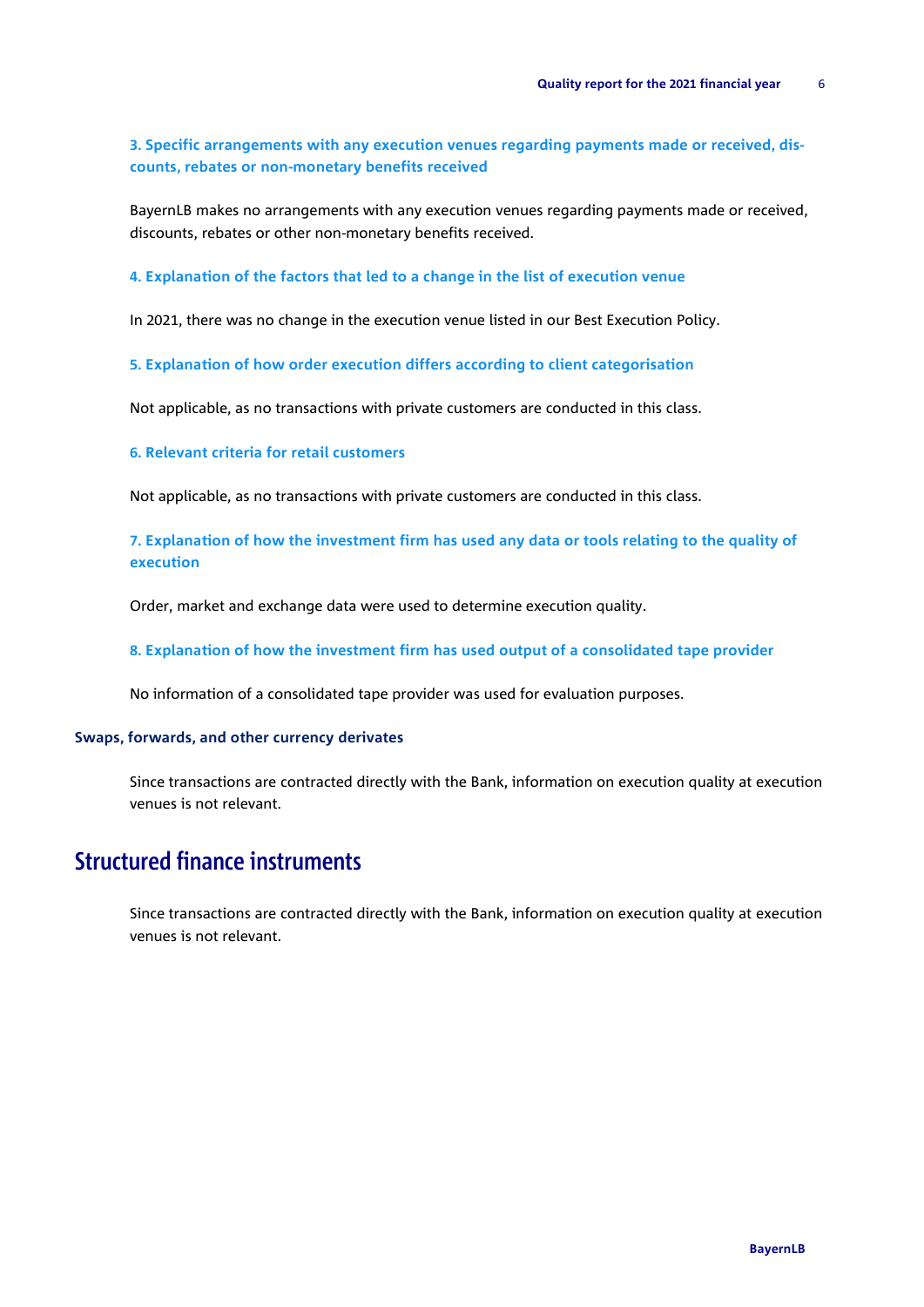#### 3. Specific arrangements with any execution venues regarding payments made or received, discounts, rebates or non-monetary benefits received

BayernLB makes no arrangements with any execution venues regarding payments made or received, discounts, rebates or other non-monetary benefits received.

#### 4. Explanation of the factors that led to a change in the list of execution venue

In 2021, there was no change in the execution venue listed in our Best Execution Policy.

#### 5. Explanation of how order execution differs according to client categorisation

Not applicable, as no transactions with private customers are conducted in this class.

#### 6. Relevant criteria for retail customers

Not applicable, as no transactions with private customers are conducted in this class.

#### 7. Explanation of how the investment firm has used any data or tools relating to the quality of execution

Order, market and exchange data were used to determine execution quality.

#### 8. Explanation of how the investment firm has used output of a consolidated tape provider

No information of a consolidated tape provider was used for evaluation purposes.

### Swaps, forwards, and other currency derivates

Since transactions are contracted directly with the Bank, information on execution quality at execution venues is not relevant.

## Structured finance instruments

Since transactions are contracted directly with the Bank, information on execution quality at execution venues is not relevant.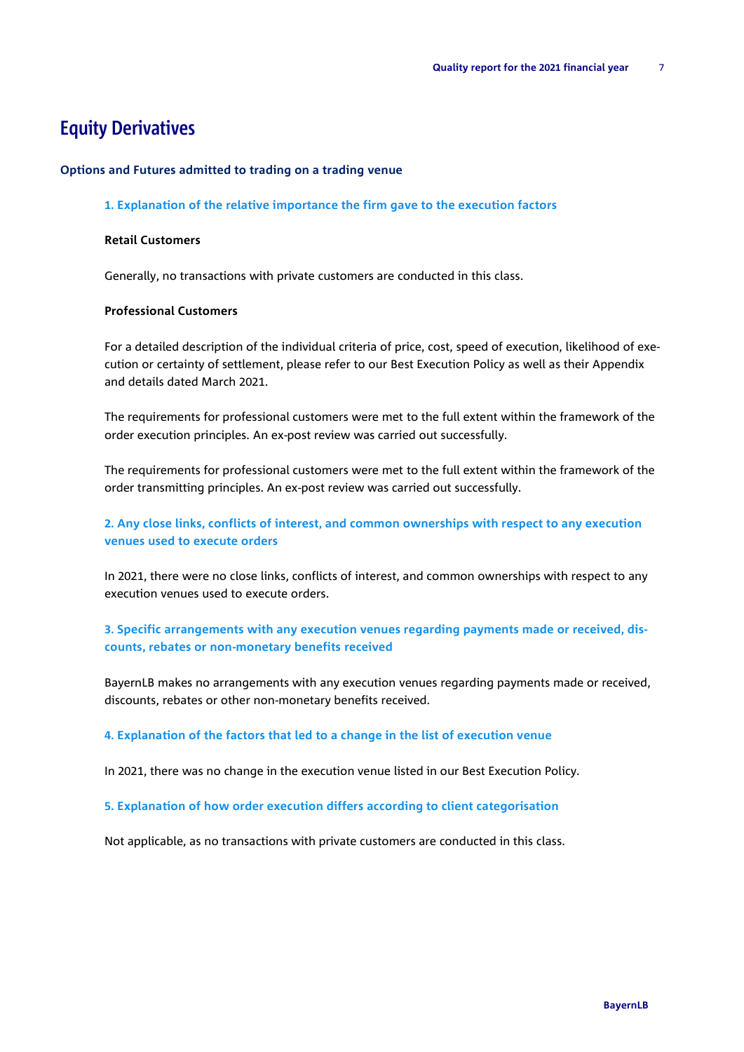# Equity Derivatives

## Options and Futures admitted to trading on a trading venue

### 1. Explanation of the relative importance the firm gave to the execution factors

**Retail Customers**

Generally, no transactions with private customers are conducted in this class.

**Professional Customers**

For a detailed description of the individual criteria of price, cost, speed of execution, likelihood of execution or certainty of settlement, please refer to our Best Execution Policy as well as their Appendix and details dated March 2021.

The requirements for professional customers were met to the full extent within the framework of the order execution principles. An ex-post review was carried out successfully.

The requirements for professional customers were met to the full extent within the framework of the order transmitting principles. An ex-post review was carried out successfully.

### 2. Any close links, conflicts of interest, and common ownerships with respect to any execution venues used to execute orders

In 2021, there were no close links, conflicts of interest, and common ownerships with respect to any execution venues used to execute orders.

### 3. Specific arrangements with any execution venues regarding payments made or received, discounts, rebates or non-monetary benefits received

BayernLB makes no arrangements with any execution venues regarding payments made or received, discounts, rebates or other non-monetary benefits received.

### 4. Explanation of the factors that led to a change in the list of execution venue

In 2021, there was no change in the execution venue listed in our Best Execution Policy.

### 5. Explanation of how order execution differs according to client categorisation

Not applicable, as no transactions with private customers are conducted in this class.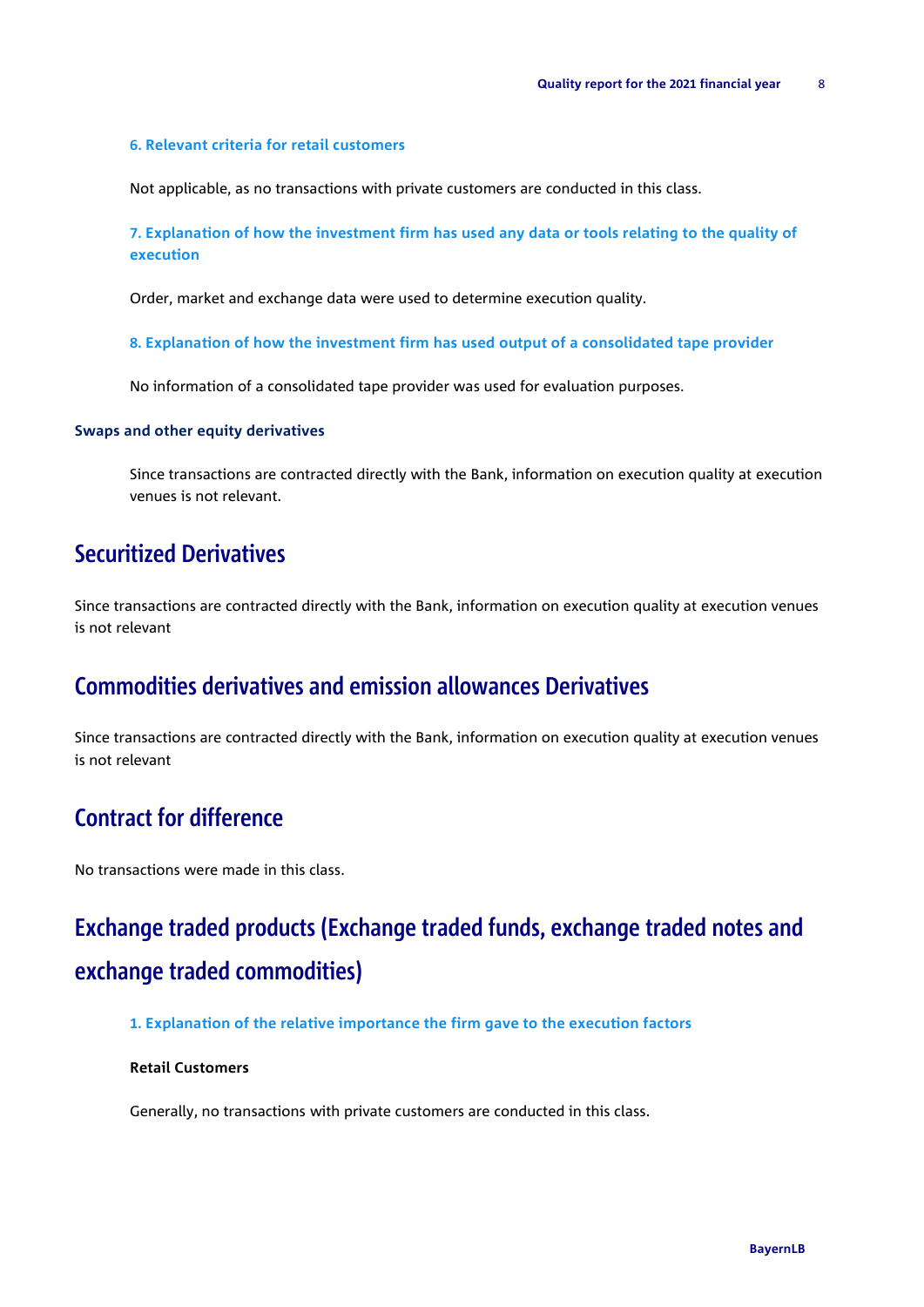#### 6. Relevant criteria for retail customers

Not applicable, as no transactions with private customers are conducted in this class.

#### 7. Explanation of how the investment firm has used any data or tools relating to the quality of execution

Order, market and exchange data were used to determine execution quality.

#### 8. Explanation of how the investment firm has used output of a consolidated tape provider

No information of a consolidated tape provider was used for evaluation purposes.

### Swaps and other equity derivatives

Since transactions are contracted directly with the Bank, information on execution quality at execution venues is not relevant.

## Securitized Derivatives

Since transactions are contracted directly with the Bank, information on execution quality at execution venues is not relevant

## Commodities derivatives and emission allowances Derivatives

Since transactions are contracted directly with the Bank, information on execution quality at execution venues is not relevant

## Contract for difference

No transactions were made in this class.

## Exchange traded products (Exchange traded funds, exchange traded notes and exchange traded commodities)

#### 1. Explanation of the relative importance the firm gave to the execution factors

**Retail Customers**

Generally, no transactions with private customers are conducted in this class.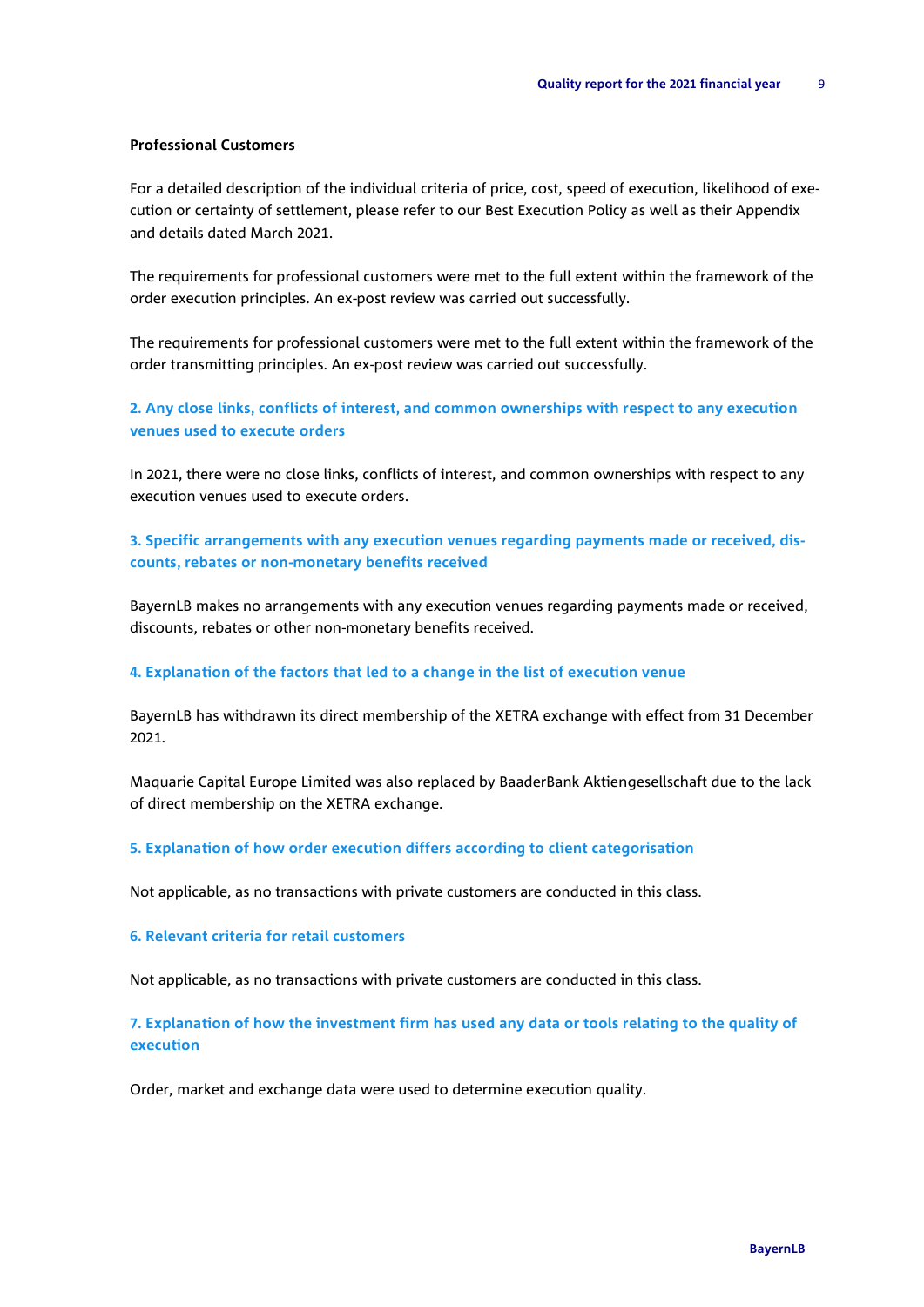**Professional Customers**

For a detailed description of the individual criteria of price, cost, speed of execution, likelihood of execution or certainty of settlement, please refer to our Best Execution Policy as well as their Appendix and details dated March 2021.

The requirements for professional customers were met to the full extent within the framework of the order execution principles. An ex-post review was carried out successfully.

The requirements for professional customers were met to the full extent within the framework of the order transmitting principles. An ex-post review was carried out successfully.

### 2. Any close links, conflicts of interest, and common ownerships with respect to any execution venues used to execute orders

In 2021, there were no close links, conflicts of interest, and common ownerships with respect to any execution venues used to execute orders.

### 3. Specific arrangements with any execution venues regarding payments made or received, discounts, rebates or non-monetary benefits received

BayernLB makes no arrangements with any execution venues regarding payments made or received, discounts, rebates or other non-monetary benefits received.

### 4. Explanation of the factors that led to a change in the list of execution venue

BayernLB has withdrawn its direct membership of the XETRA exchange with effect from 31 December 2021.

Maquarie Capital Europe Limited was also replaced by BaaderBank Aktiengesellschaft due to the lack of direct membership on the XETRA exchange.

### 5. Explanation of how order execution differs according to client categorisation

Not applicable, as no transactions with private customers are conducted in this class.

### 6. Relevant criteria for retail customers

Not applicable, as no transactions with private customers are conducted in this class.

### 7. Explanation of how the investment firm has used any data or tools relating to the quality of execution

Order, market and exchange data were used to determine execution quality.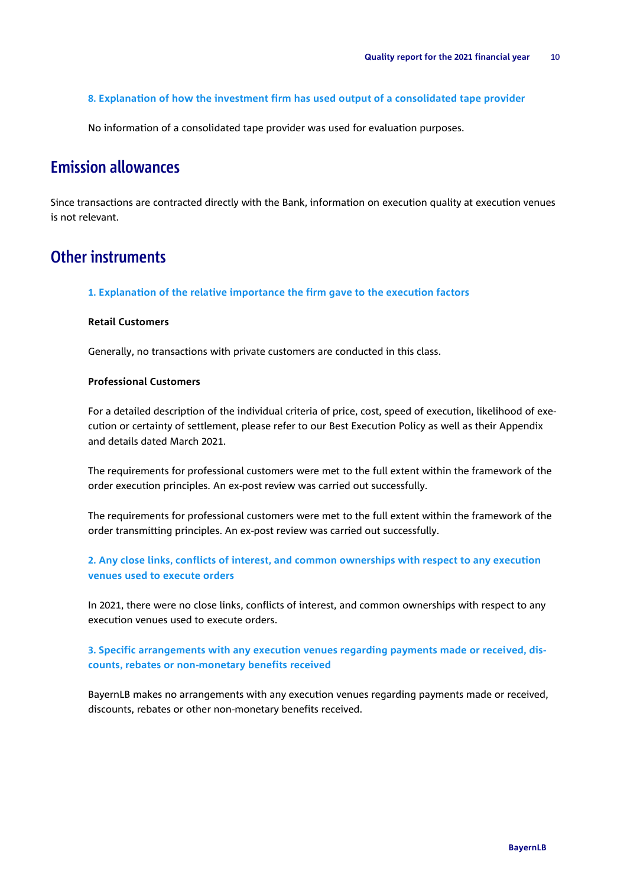### 8. Explanation of how the investment firm has used output of a consolidated tape provider

No information of a consolidated tape provider was used for evaluation purposes.

## Emission allowances

Since transactions are contracted directly with the Bank, information on execution quality at execution venues is not relevant.

## Other instruments

### 1. Explanation of the relative importance the firm gave to the execution factors

**Retail Customers**

Generally, no transactions with private customers are conducted in this class.

**Professional Customers**

For a detailed description of the individual criteria of price, cost, speed of execution, likelihood of execution or certainty of settlement, please refer to our Best Execution Policy as well as their Appendix and details dated March 2021.

The requirements for professional customers were met to the full extent within the framework of the order execution principles. An ex-post review was carried out successfully.

The requirements for professional customers were met to the full extent within the framework of the order transmitting principles. An ex-post review was carried out successfully.

### 2. Any close links, conflicts of interest, and common ownerships with respect to any execution venues used to execute orders

In 2021, there were no close links, conflicts of interest, and common ownerships with respect to any execution venues used to execute orders.

### 3. Specific arrangements with any execution venues regarding payments made or received, discounts, rebates or non-monetary benefits received

BayernLB makes no arrangements with any execution venues regarding payments made or received, discounts, rebates or other non-monetary benefits received.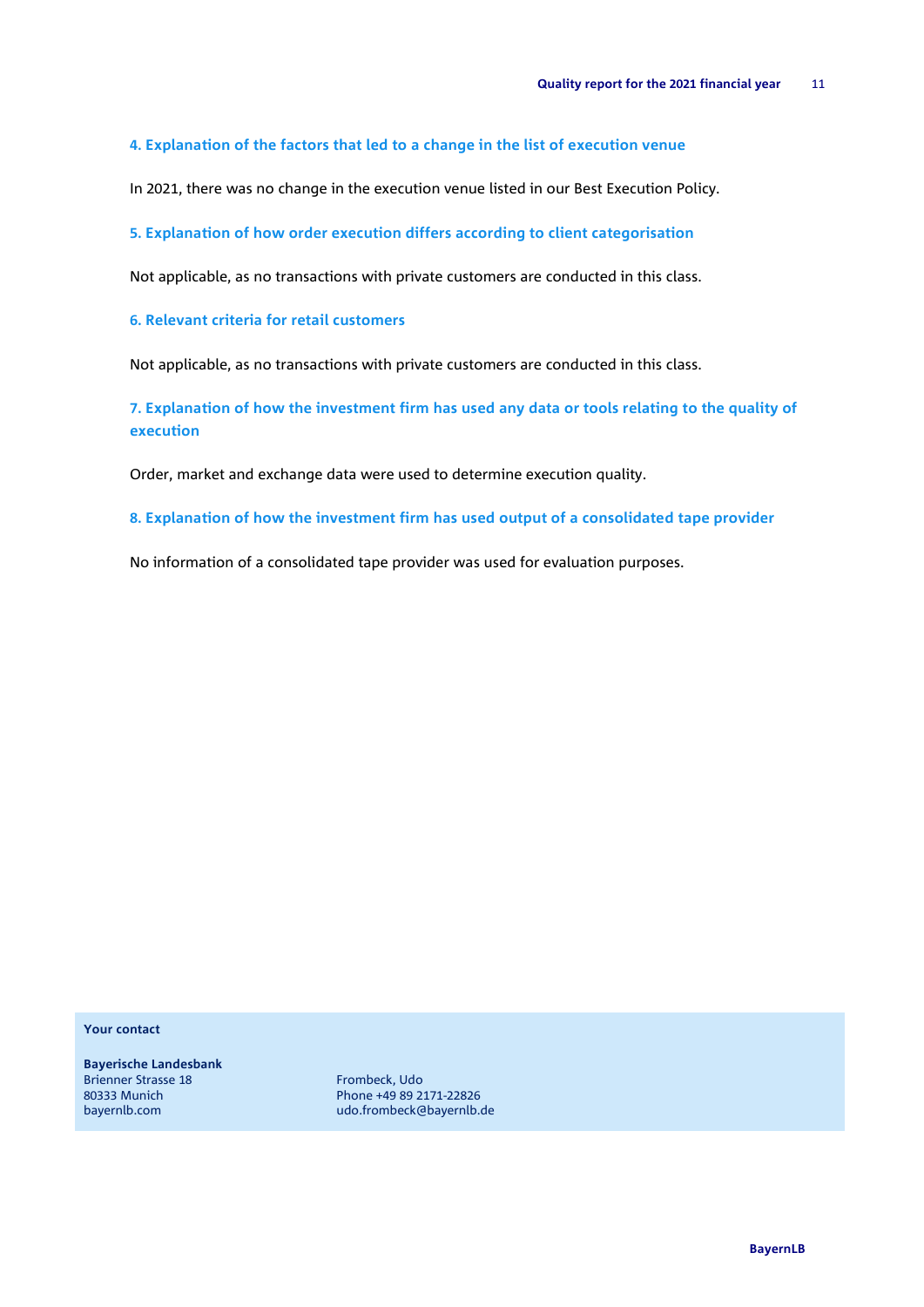### 4. Explanation of the factors that led to a change in the list of execution venue

In 2021, there was no change in the execution venue listed in our Best Execution Policy.

### 5. Explanation of how order execution differs according to client categorisation

Not applicable, as no transactions with private customers are conducted in this class.

### 6. Relevant criteria for retail customers

Not applicable, as no transactions with private customers are conducted in this class.

### 7. Explanation of how the investment firm has used any data or tools relating to the quality of execution

Order, market and exchange data were used to determine execution quality.

### 8. Explanation of how the investment firm has used output of a consolidated tape provider

No information of a consolidated tape provider was used for evaluation purposes.

**Your contact**

**Bayerische Landesbank**
Brienner Strasse 18
80333 Munich
bayernlb.com

Frombeck, Udo
Phone +49 89 2171-22826
udo.frombeck@bayernlb.de